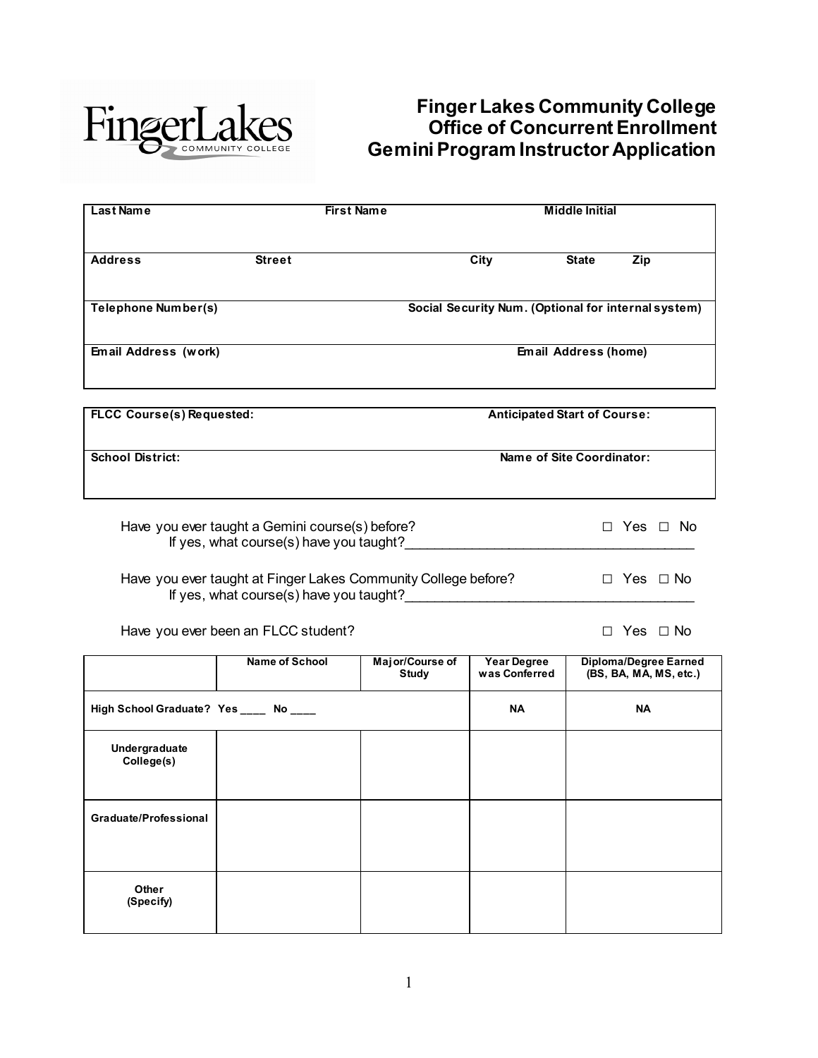# Finger Lakes Community College
## Office of Concurrent Enrollment
## Gemini Program Instructor Application

| Last Name | | First Name | Middle Initial | |
|---|---|---|---|---|
| **Address** | **Street** | **City** | **State** | **Zip** |
| **Telephone Number(s)** | | **Social Security Num. (Optional for internal system)** | | |
| **Email Address (work)** | | | **Email Address (home)** | |

| FLCC Course(s) Requested: | Anticipated Start of Course: |
|---|---|
| **School District:** | **Name of Site Coordinator:** |

Have you ever taught a Gemini course(s) before? ☐ Yes ☐ No
If yes, what course(s) have you taught?______________________________________

Have you ever taught at Finger Lakes Community College before? ☐ Yes ☐ No
If yes, what course(s) have you taught?______________________________________

Have you ever been an FLCC student? ☐ Yes ☐ No

| | Name of School | Major/Course of Study | Year Degree was Conferred | Diploma/Degree Earned (BS, BA, MA, MS, etc.) |
|---|---|---|---|---|
| **High School Graduate? Yes ____ No ____** | | | NA | NA |
| **Undergraduate College(s)** | | | | |
| **Graduate/Professional** | | | | |
| **Other (Specify)** | | | | |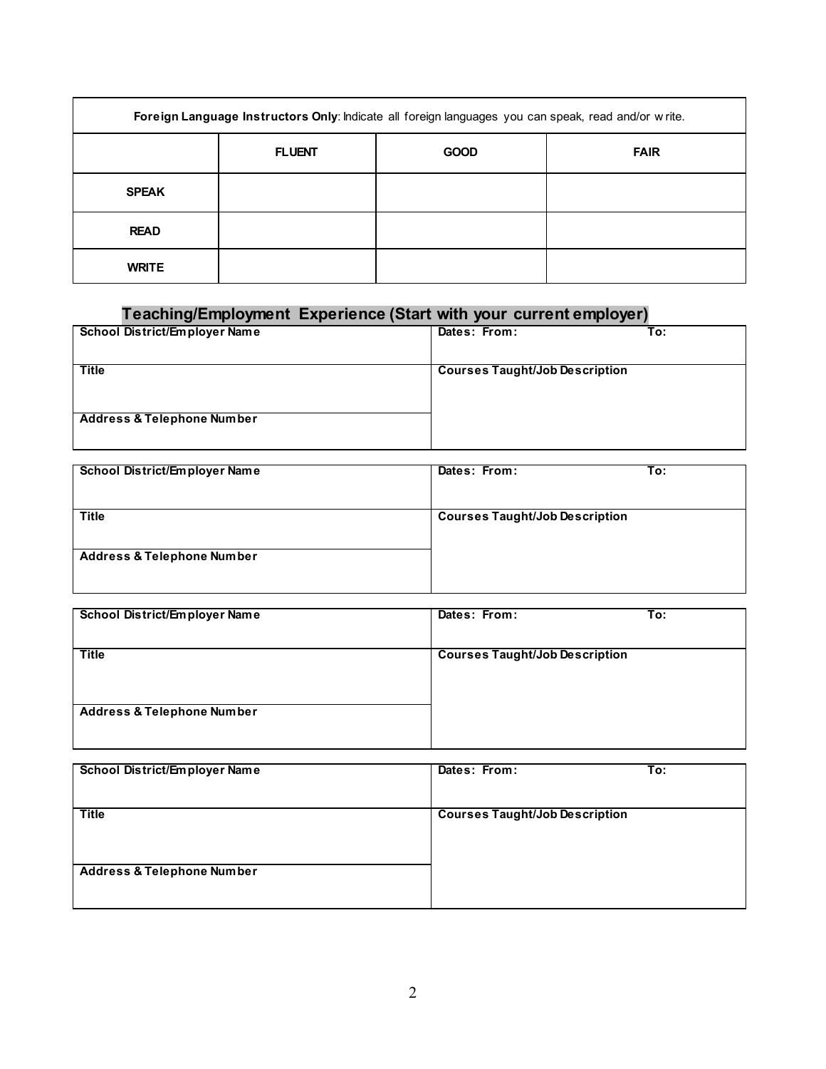| **Foreign Language Instructors Only**: Indicate all foreign languages you can speak, read and/or write. | | | |
|---|---|---|---|
| | **FLUENT** | **GOOD** | **FAIR** |
| **SPEAK** | | | |
| **READ** | | | |
| **WRITE** | | | |

## Teaching/Employment Experience (Start with your current employer)

| **School District/Employer Name** | **Dates: From: To:** |
|---|---|
| **Title** | **Courses Taught/Job Description** |
| **Address & Telephone Number** | |

| **School District/Employer Name** | **Dates: From: To:** |
|---|---|
| **Title** | **Courses Taught/Job Description** |
| **Address & Telephone Number** | |

| **School District/Employer Name** | **Dates: From: To:** |
|---|---|
| **Title** | **Courses Taught/Job Description** |
| **Address & Telephone Number** | |

| **School District/Employer Name** | **Dates: From: To:** |
|---|---|
| **Title** | **Courses Taught/Job Description** |
| **Address & Telephone Number** | |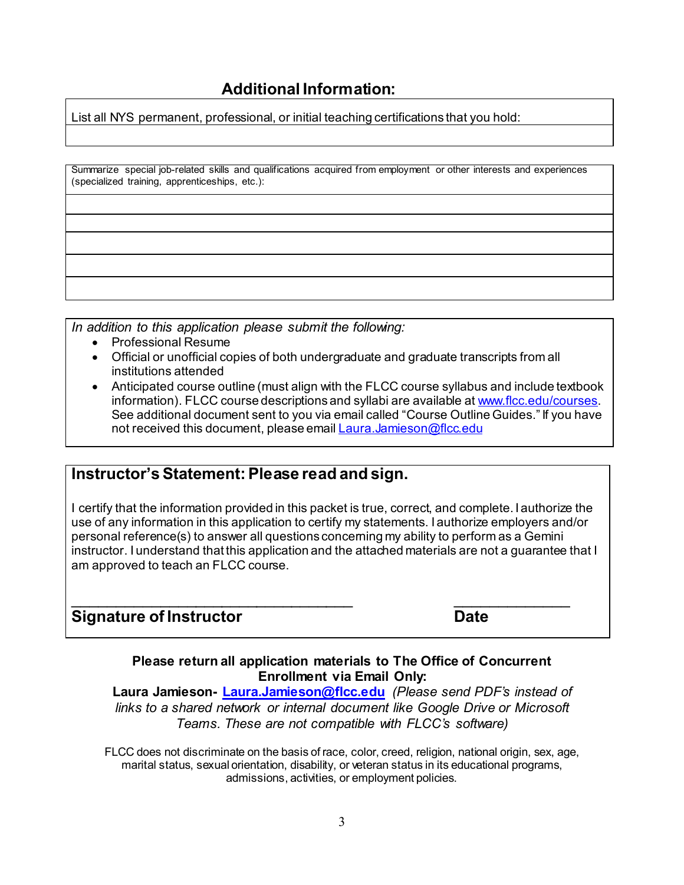## Additional Information:

| List all NYS permanent, professional, or initial teaching certifications that you hold: |
|---|
| |

| Summarize special job-related skills and qualifications acquired from employment or other interests and experiences (specialized training, apprenticeships, etc.): |
|---|
| |
| |
| |
| |
| |

*In addition to this application please submit the following:*

- Professional Resume
- Official or unofficial copies of both undergraduate and graduate transcripts from all institutions attended
- Anticipated course outline (must align with the FLCC course syllabus and include textbook information). FLCC course descriptions and syllabi are available at www.flcc.edu/courses. See additional document sent to you via email called "Course Outline Guides." If you have not received this document, please email Laura.Jamieson@flcc.edu

### Instructor's Statement: Please read and sign.

I certify that the information provided in this packet is true, correct, and complete. I authorize the use of any information in this application to certify my statements. I authorize employers and/or personal reference(s) to answer all questions concerning my ability to perform as a Gemini instructor. I understand that this application and the attached materials are not a guarantee that I am approved to teach an FLCC course.

\_\_\_\_\_\_\_\_\_\_\_\_\_\_\_\_\_\_\_\_\_\_\_\_\_\_\_\_\_\_\_\_\_\_\_\_\_\_ \_\_\_\_\_\_\_\_\_\_\_\_\_\_\_

**Signature of Instructor** **Date**

**Please return all application materials to The Office of Concurrent Enrollment via Email Only:**

**Laura Jamieson- Laura.Jamieson@flcc.edu** *(Please send PDF's instead of links to a shared network or internal document like Google Drive or Microsoft Teams. These are not compatible with FLCC's software)*

FLCC does not discriminate on the basis of race, color, creed, religion, national origin, sex, age, marital status, sexual orientation, disability, or veteran status in its educational programs, admissions, activities, or employment policies.